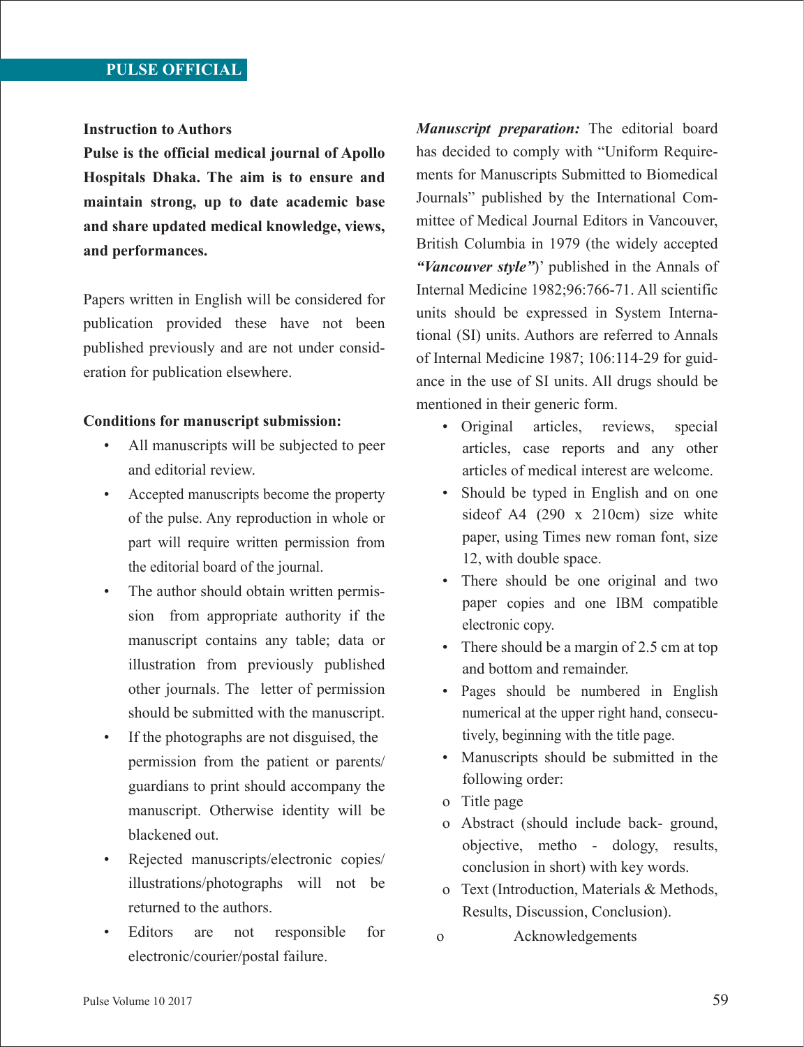## PULSE OFFICIAL

### Instruction to Authors

**Pulse is the official medical journal of Apollo Hospitals Dhaka. The aim is to ensure and maintain strong, up to date academic base and share updated medical knowledge, views, and performances.**

Papers written in English will be considered for publication provided these have not been published previously and are not under consideration for publication elsewhere.

**Conditions for manuscript submission:**

- All manuscripts will be subjected to peer and editorial review.
- Accepted manuscripts become the property of the pulse. Any reproduction in whole or part will require written permission from the editorial board of the journal.
- The author should obtain written permission from appropriate authority if the manuscript contains any table; data or illustration from previously published other journals. The letter of permission should be submitted with the manuscript.
- If the photographs are not disguised, the permission from the patient or parents/ guardians to print should accompany the manuscript. Otherwise identity will be blackened out.
- Rejected manuscripts/electronic copies/ illustrations/photographs will not be returned to the authors.
- Editors are not responsible for electronic/courier/postal failure.

***Manuscript preparation:*** The editorial board has decided to comply with "Uniform Requirements for Manuscripts Submitted to Biomedical Journals" published by the International Committee of Medical Journal Editors in Vancouver, British Columbia in 1979 (the widely accepted ***"Vancouver style"***)' published in the Annals of Internal Medicine 1982;96:766-71. All scientific units should be expressed in System International (SI) units. Authors are referred to Annals of Internal Medicine 1987; 106:114-29 for guidance in the use of SI units. All drugs should be mentioned in their generic form.

- Original articles, reviews, special articles, case reports and any other articles of medical interest are welcome.
- Should be typed in English and on one sideof A4 (290 x 210cm) size white paper, using Times new roman font, size 12, with double space.
- There should be one original and two paper copies and one IBM compatible electronic copy.
- There should be a margin of 2.5 cm at top and bottom and remainder.
- Pages should be numbered in English numerical at the upper right hand, consecutively, beginning with the title page.
- Manuscripts should be submitted in the following order:
  - Title page
  - Abstract (should include back- ground, objective, metho - dology, results, conclusion in short) with key words.
  - Text (Introduction, Materials & Methods, Results, Discussion, Conclusion).
  - Acknowledgements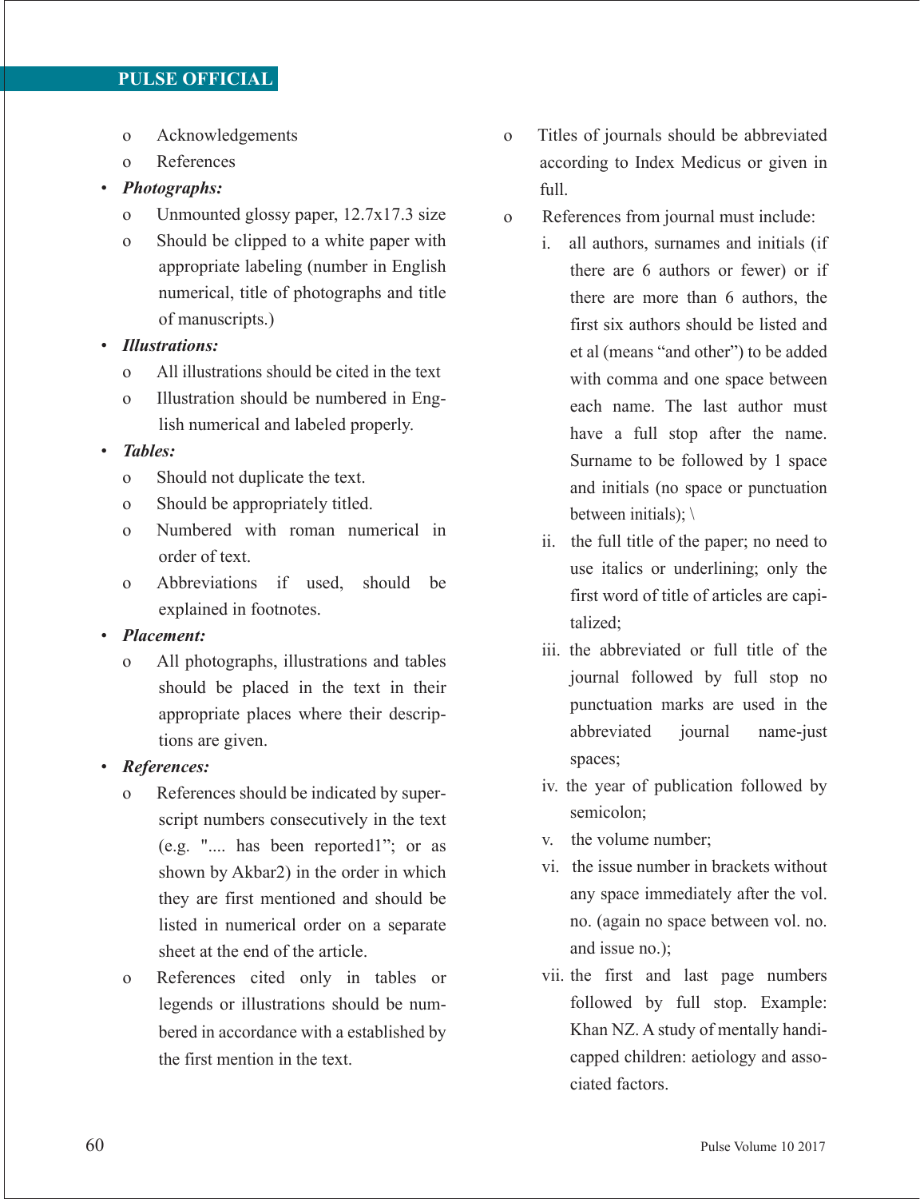- Acknowledgements
  - References
- ***Photographs:***
  - Unmounted glossy paper, 12.7x17.3 size
  - Should be clipped to a white paper with appropriate labeling (number in English numerical, title of photographs and title of manuscripts.)
- ***Illustrations:***
  - All illustrations should be cited in the text
  - Illustration should be numbered in English numerical and labeled properly.
- ***Tables:***
  - Should not duplicate the text.
  - Should be appropriately titled.
  - Numbered with roman numerical in order of text.
  - Abbreviations if used, should be explained in footnotes.
- ***Placement:***
  - All photographs, illustrations and tables should be placed in the text in their appropriate places where their descriptions are given.
- ***References:***
  - References should be indicated by superscript numbers consecutively in the text (e.g. ".... has been reported[1]"; or as shown by Akbar[2]) in the order in which they are first mentioned and should be listed in numerical order on a separate sheet at the end of the article.
  - References cited only in tables or legends or illustrations should be numbered in accordance with a established by the first mention in the text.
  - Titles of journals should be abbreviated according to Index Medicus or given in full.
  - References from journal must include:
    1. all authors, surnames and initials (if there are 6 authors or fewer) or if there are more than 6 authors, the first six authors should be listed and et al (means "and other") to be added with comma and one space between each name. The last author must have a full stop after the name. Surname to be followed by 1 space and initials (no space or punctuation between initials); \
    2. the full title of the paper; no need to use italics or underlining; only the first word of title of articles are capitalized;
    3. the abbreviated or full title of the journal followed by full stop no punctuation marks are used in the abbreviated journal name-just spaces;
    4. the year of publication followed by semicolon;
    5. the volume number;
    6. the issue number in brackets without any space immediately after the vol. no. (again no space between vol. no. and issue no.);
    7. the first and last page numbers followed by full stop. Example: Khan NZ. A study of mentally handicapped children: aetiology and associated factors.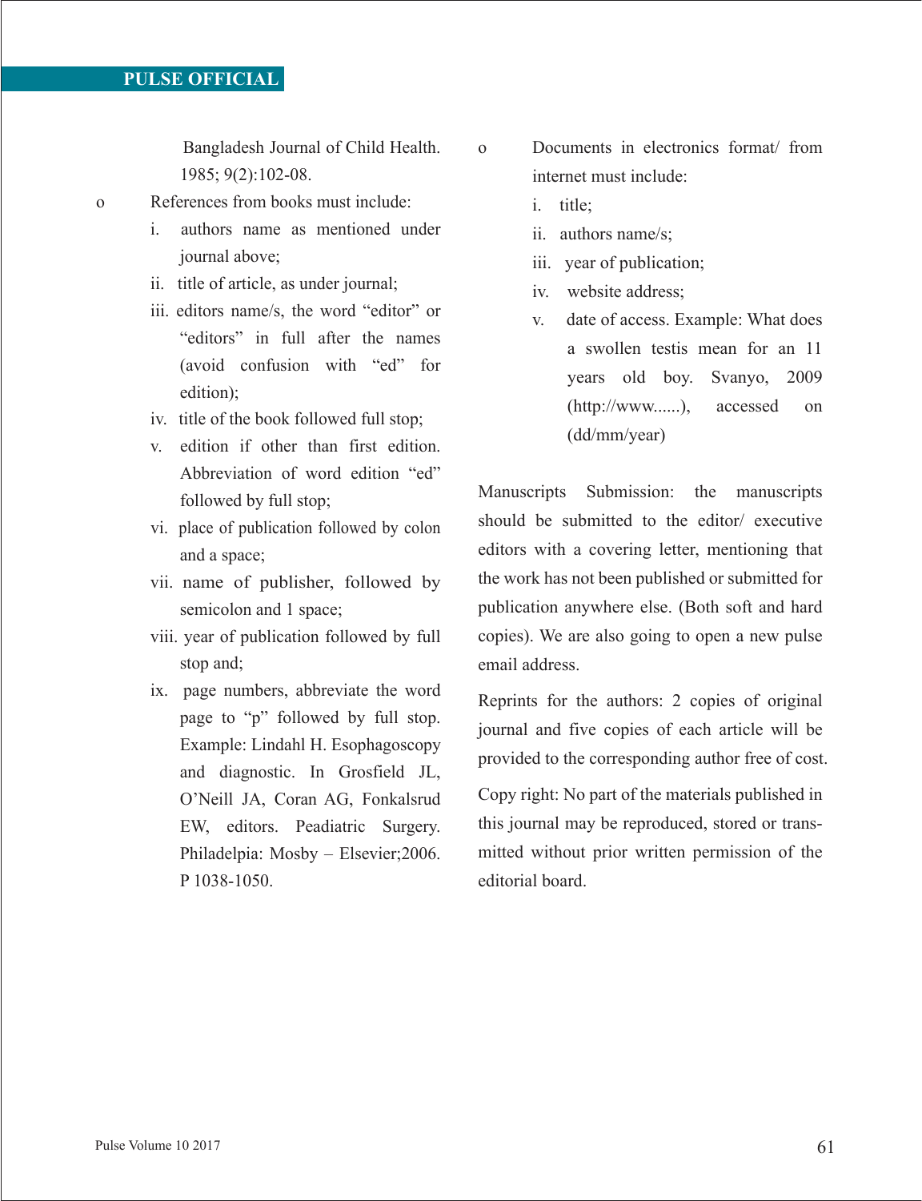Bangladesh Journal of Child Health. 1985; 9(2):102-08.

- References from books must include:
  - i. authors name as mentioned under journal above;
  - ii. title of article, as under journal;
  - iii. editors name/s, the word "editor" or "editors" in full after the names (avoid confusion with "ed" for edition);
  - iv. title of the book followed full stop;
  - v. edition if other than first edition. Abbreviation of word edition "ed" followed by full stop;
  - vi. place of publication followed by colon and a space;
  - vii. name of publisher, followed by semicolon and 1 space;
  - viii. year of publication followed by full stop and;
  - ix. page numbers, abbreviate the word page to "p" followed by full stop. Example: Lindahl H. Esophagoscopy and diagnostic. In Grosfield JL, O'Neill JA, Coran AG, Fonkalsrud EW, editors. Peadiatric Surgery. Philadelphia: Mosby – Elsevier;2006. P 1038-1050.

- Documents in electronics format/ from internet must include:
  - i. title;
  - ii. authors name/s;
  - iii. year of publication;
  - iv. website address;
  - v. date of access. Example: What does a swollen testis mean for an 11 years old boy. Svanyo, 2009 (http://www......), accessed on (dd/mm/year)

Manuscripts Submission: the manuscripts should be submitted to the editor/ executive editors with a covering letter, mentioning that the work has not been published or submitted for publication anywhere else. (Both soft and hard copies). We are also going to open a new pulse email address.

Reprints for the authors: 2 copies of original journal and five copies of each article will be provided to the corresponding author free of cost.

Copy right: No part of the materials published in this journal may be reproduced, stored or transmitted without prior written permission of the editorial board.